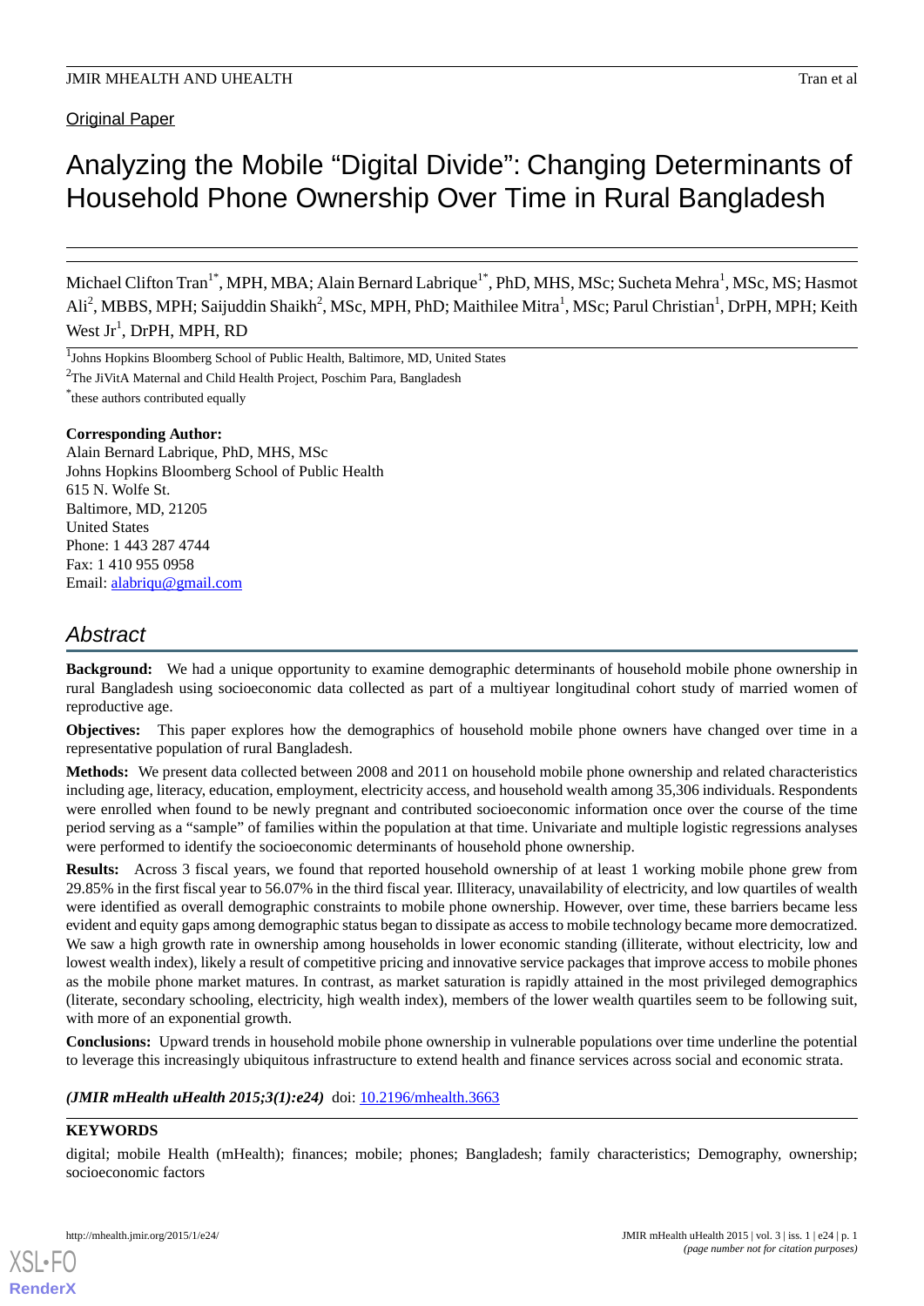Original Paper

# Analyzing the Mobile "Digital Divide": Changing Determinants of Household Phone Ownership Over Time in Rural Bangladesh

Michael Clifton Tran[1*], MPH, MBA; Alain Bernard Labrique[1*], PhD, MHS, MSc; Sucheta Mehra[1], MSc, MS; Hasmot Ali[2], MBBS, MPH; Saijuddin Shaikh[2], MSc, MPH, PhD; Maithilee Mitra[1], MSc; Parul Christian[1], DrPH, MPH; Keith West Jr[1], DrPH, MPH, RD

[1]Johns Hopkins Bloomberg School of Public Health, Baltimore, MD, United States

[2]The JiVitA Maternal and Child Health Project, Poschim Para, Bangladesh

[*]these authors contributed equally

**Corresponding Author:**
Alain Bernard Labrique, PhD, MHS, MSc
Johns Hopkins Bloomberg School of Public Health
615 N. Wolfe St.
Baltimore, MD, 21205
United States
Phone: 1 443 287 4744
Fax: 1 410 955 0958
Email: alabriqu@gmail.com

## Abstract

**Background:** We had a unique opportunity to examine demographic determinants of household mobile phone ownership in rural Bangladesh using socioeconomic data collected as part of a multiyear longitudinal cohort study of married women of reproductive age.

**Objectives:** This paper explores how the demographics of household mobile phone owners have changed over time in a representative population of rural Bangladesh.

**Methods:** We present data collected between 2008 and 2011 on household mobile phone ownership and related characteristics including age, literacy, education, employment, electricity access, and household wealth among 35,306 individuals. Respondents were enrolled when found to be newly pregnant and contributed socioeconomic information once over the course of the time period serving as a "sample" of families within the population at that time. Univariate and multiple logistic regressions analyses were performed to identify the socioeconomic determinants of household phone ownership.

**Results:** Across 3 fiscal years, we found that reported household ownership of at least 1 working mobile phone grew from 29.85% in the first fiscal year to 56.07% in the third fiscal year. Illiteracy, unavailability of electricity, and low quartiles of wealth were identified as overall demographic constraints to mobile phone ownership. However, over time, these barriers became less evident and equity gaps among demographic status began to dissipate as access to mobile technology became more democratized. We saw a high growth rate in ownership among households in lower economic standing (illiterate, without electricity, low and lowest wealth index), likely a result of competitive pricing and innovative service packages that improve access to mobile phones as the mobile phone market matures. In contrast, as market saturation is rapidly attained in the most privileged demographics (literate, secondary schooling, electricity, high wealth index), members of the lower wealth quartiles seem to be following suit, with more of an exponential growth.

**Conclusions:** Upward trends in household mobile phone ownership in vulnerable populations over time underline the potential to leverage this increasingly ubiquitous infrastructure to extend health and finance services across social and economic strata.

***(JMIR mHealth uHealth 2015;3(1):e24)*** doi: 10.2196/mhealth.3663

**KEYWORDS**

digital; mobile Health (mHealth); finances; mobile; phones; Bangladesh; family characteristics; Demography, ownership; socioeconomic factors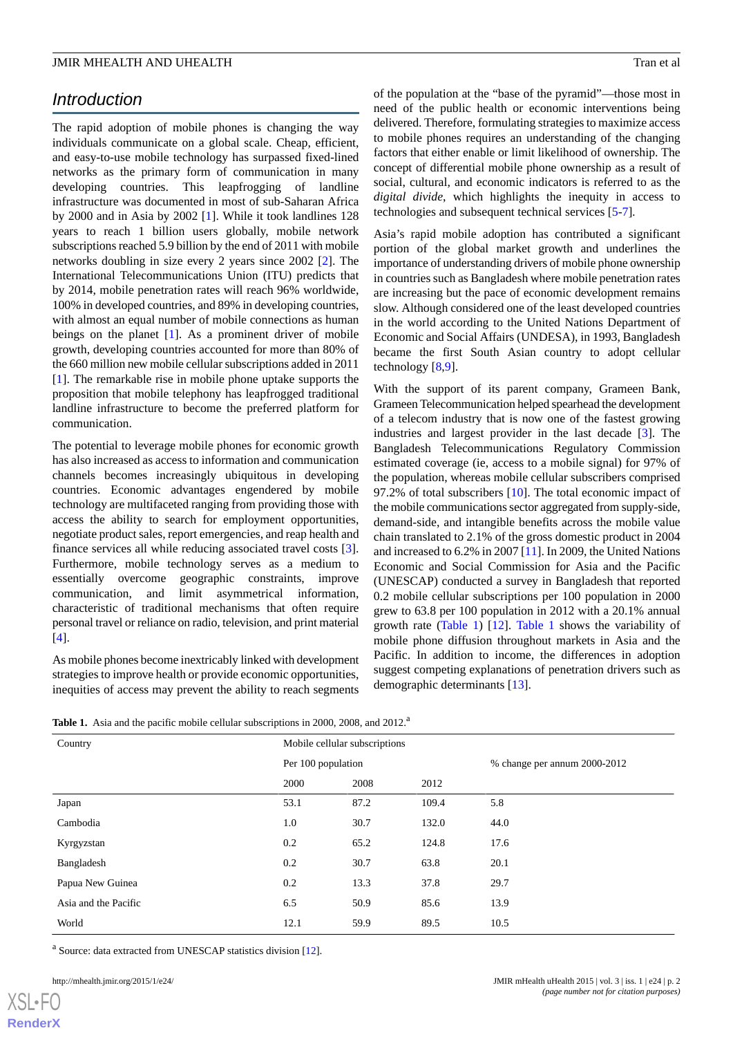## Introduction

The rapid adoption of mobile phones is changing the way individuals communicate on a global scale. Cheap, efficient, and easy-to-use mobile technology has surpassed fixed-lined networks as the primary form of communication in many developing countries. This leapfrogging of landline infrastructure was documented in most of sub-Saharan Africa by 2000 and in Asia by 2002 [1]. While it took landlines 128 years to reach 1 billion users globally, mobile network subscriptions reached 5.9 billion by the end of 2011 with mobile networks doubling in size every 2 years since 2002 [2]. The International Telecommunications Union (ITU) predicts that by 2014, mobile penetration rates will reach 96% worldwide, 100% in developed countries, and 89% in developing countries, with almost an equal number of mobile connections as human beings on the planet [1]. As a prominent driver of mobile growth, developing countries accounted for more than 80% of the 660 million new mobile cellular subscriptions added in 2011 [1]. The remarkable rise in mobile phone uptake supports the proposition that mobile telephony has leapfrogged traditional landline infrastructure to become the preferred platform for communication.

The potential to leverage mobile phones for economic growth has also increased as access to information and communication channels becomes increasingly ubiquitous in developing countries. Economic advantages engendered by mobile technology are multifaceted ranging from providing those with access the ability to search for employment opportunities, negotiate product sales, report emergencies, and reap health and finance services all while reducing associated travel costs [3]. Furthermore, mobile technology serves as a medium to essentially overcome geographic constraints, improve communication, and limit asymmetrical information, characteristic of traditional mechanisms that often require personal travel or reliance on radio, television, and print material [4].

As mobile phones become inextricably linked with development strategies to improve health or provide economic opportunities, inequities of access may prevent the ability to reach segments of the population at the "base of the pyramid"—those most in need of the public health or economic interventions being delivered. Therefore, formulating strategies to maximize access to mobile phones requires an understanding of the changing factors that either enable or limit likelihood of ownership. The concept of differential mobile phone ownership as a result of social, cultural, and economic indicators is referred to as the *digital divide*, which highlights the inequity in access to technologies and subsequent technical services [5-7].

Asia's rapid mobile adoption has contributed a significant portion of the global market growth and underlines the importance of understanding drivers of mobile phone ownership in countries such as Bangladesh where mobile penetration rates are increasing but the pace of economic development remains slow. Although considered one of the least developed countries in the world according to the United Nations Department of Economic and Social Affairs (UNDESA), in 1993, Bangladesh became the first South Asian country to adopt cellular technology [8,9].

With the support of its parent company, Grameen Bank, Grameen Telecommunication helped spearhead the development of a telecom industry that is now one of the fastest growing industries and largest provider in the last decade [3]. The Bangladesh Telecommunications Regulatory Commission estimated coverage (ie, access to a mobile signal) for 97% of the population, whereas mobile cellular subscribers comprised 97.2% of total subscribers [10]. The total economic impact of the mobile communications sector aggregated from supply-side, demand-side, and intangible benefits across the mobile value chain translated to 2.1% of the gross domestic product in 2004 and increased to 6.2% in 2007 [11]. In 2009, the United Nations Economic and Social Commission for Asia and the Pacific (UNESCAP) conducted a survey in Bangladesh that reported 0.2 mobile cellular subscriptions per 100 population in 2000 grew to 63.8 per 100 population in 2012 with a 20.1% annual growth rate (Table 1) [12]. Table 1 shows the variability of mobile phone diffusion throughout markets in Asia and the Pacific. In addition to income, the differences in adoption suggest competing explanations of penetration drivers such as demographic determinants [13].

**Table 1.** Asia and the pacific mobile cellular subscriptions in 2000, 2008, and 2012.[a]

| Country | Mobile cellular subscriptions | | | |
|---|---|---|---|---|
| | Per 100 population | | | % change per annum 2000-2012 |
| | 2000 | 2008 | 2012 | |
| Japan | 53.1 | 87.2 | 109.4 | 5.8 |
| Cambodia | 1.0 | 30.7 | 132.0 | 44.0 |
| Kyrgyzstan | 0.2 | 65.2 | 124.8 | 17.6 |
| Bangladesh | 0.2 | 30.7 | 63.8 | 20.1 |
| Papua New Guinea | 0.2 | 13.3 | 37.8 | 29.7 |
| Asia and the Pacific | 6.5 | 50.9 | 85.6 | 13.9 |
| World | 12.1 | 59.9 | 89.5 | 10.5 |

[a] Source: data extracted from UNESCAP statistics division [12].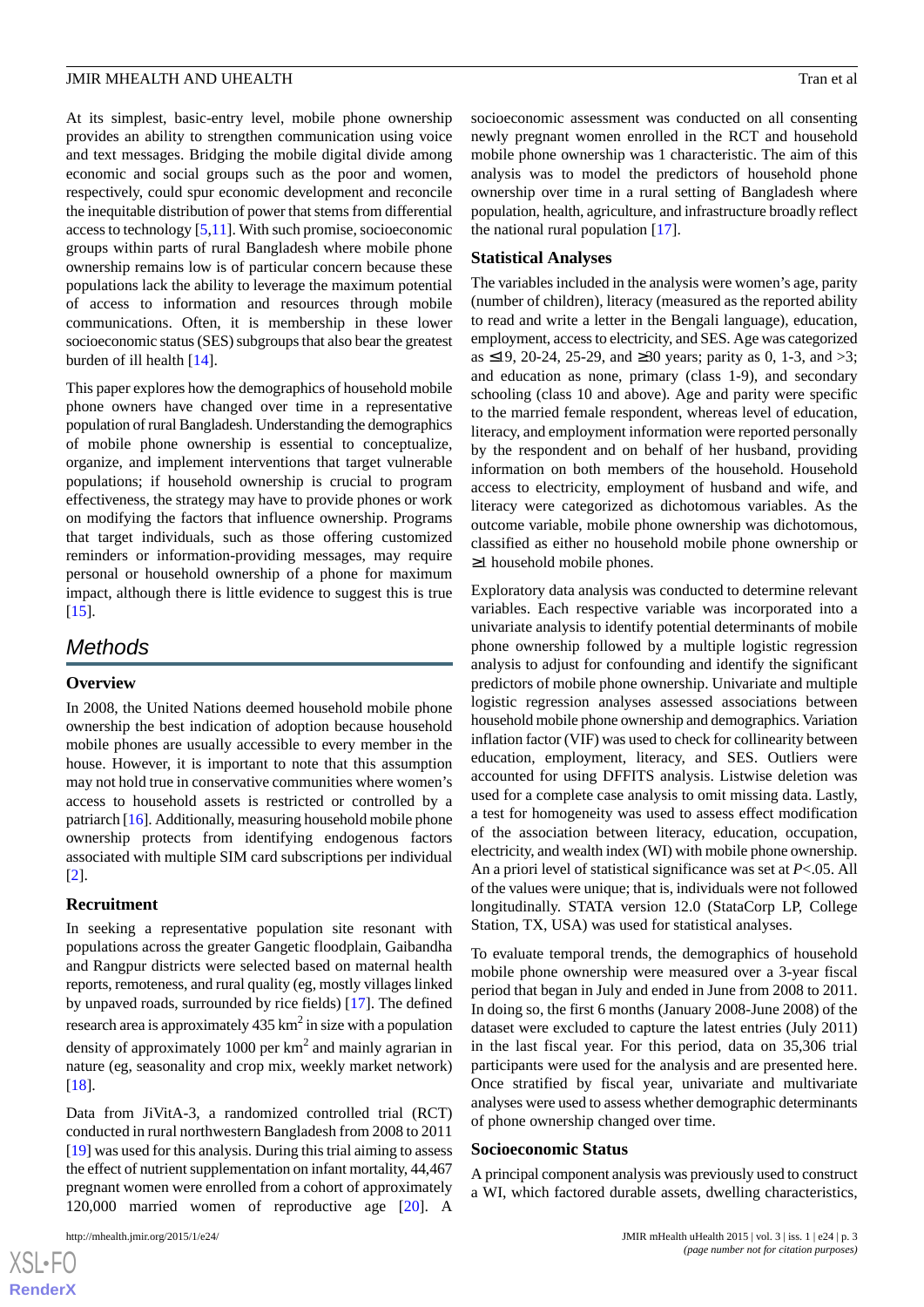At its simplest, basic-entry level, mobile phone ownership provides an ability to strengthen communication using voice and text messages. Bridging the mobile digital divide among economic and social groups such as the poor and women, respectively, could spur economic development and reconcile the inequitable distribution of power that stems from differential access to technology [5,11]. With such promise, socioeconomic groups within parts of rural Bangladesh where mobile phone ownership remains low is of particular concern because these populations lack the ability to leverage the maximum potential of access to information and resources through mobile communications. Often, it is membership in these lower socioeconomic status (SES) subgroups that also bear the greatest burden of ill health [14].

This paper explores how the demographics of household mobile phone owners have changed over time in a representative population of rural Bangladesh. Understanding the demographics of mobile phone ownership is essential to conceptualize, organize, and implement interventions that target vulnerable populations; if household ownership is crucial to program effectiveness, the strategy may have to provide phones or work on modifying the factors that influence ownership. Programs that target individuals, such as those offering customized reminders or information-providing messages, may require personal or household ownership of a phone for maximum impact, although there is little evidence to suggest this is true [15].

## Methods

### Overview

In 2008, the United Nations deemed household mobile phone ownership the best indication of adoption because household mobile phones are usually accessible to every member in the house. However, it is important to note that this assumption may not hold true in conservative communities where women's access to household assets is restricted or controlled by a patriarch [16]. Additionally, measuring household mobile phone ownership protects from identifying endogenous factors associated with multiple SIM card subscriptions per individual [2].

### Recruitment

In seeking a representative population site resonant with populations across the greater Gangetic floodplain, Gaibandha and Rangpur districts were selected based on maternal health reports, remoteness, and rural quality (eg, mostly villages linked by unpaved roads, surrounded by rice fields) [17]. The defined research area is approximately 435 $km^2$ in size with a population density of approximately 1000 per $km^2$ and mainly agrarian in nature (eg, seasonality and crop mix, weekly market network) [18].

Data from JiVitA-3, a randomized controlled trial (RCT) conducted in rural northwestern Bangladesh from 2008 to 2011 [19] was used for this analysis. During this trial aiming to assess the effect of nutrient supplementation on infant mortality, 44,467 pregnant women were enrolled from a cohort of approximately 120,000 married women of reproductive age [20]. A socioeconomic assessment was conducted on all consenting newly pregnant women enrolled in the RCT and household mobile phone ownership was 1 characteristic. The aim of this analysis was to model the predictors of household phone ownership over time in a rural setting of Bangladesh where population, health, agriculture, and infrastructure broadly reflect the national rural population [17].

### Statistical Analyses

The variables included in the analysis were women's age, parity (number of children), literacy (measured as the reported ability to read and write a letter in the Bengali language), education, employment, access to electricity, and SES. Age was categorized as ≤19, 20-24, 25-29, and ≥30 years; parity as 0, 1-3, and >3; and education as none, primary (class 1-9), and secondary schooling (class 10 and above). Age and parity were specific to the married female respondent, whereas level of education, literacy, and employment information were reported personally by the respondent and on behalf of her husband, providing information on both members of the household. Household access to electricity, employment of husband and wife, and literacy were categorized as dichotomous variables. As the outcome variable, mobile phone ownership was dichotomous, classified as either no household mobile phone ownership or ≥1 household mobile phones.

Exploratory data analysis was conducted to determine relevant variables. Each respective variable was incorporated into a univariate analysis to identify potential determinants of mobile phone ownership followed by a multiple logistic regression analysis to adjust for confounding and identify the significant predictors of mobile phone ownership. Univariate and multiple logistic regression analyses assessed associations between household mobile phone ownership and demographics. Variation inflation factor (VIF) was used to check for collinearity between education, employment, literacy, and SES. Outliers were accounted for using DFFITS analysis. Listwise deletion was used for a complete case analysis to omit missing data. Lastly, a test for homogeneity was used to assess effect modification of the association between literacy, education, occupation, electricity, and wealth index (WI) with mobile phone ownership. An a priori level of statistical significance was set at $P<.05$. All of the values were unique; that is, individuals were not followed longitudinally. STATA version 12.0 (StataCorp LP, College Station, TX, USA) was used for statistical analyses.

To evaluate temporal trends, the demographics of household mobile phone ownership were measured over a 3-year fiscal period that began in July and ended in June from 2008 to 2011. In doing so, the first 6 months (January 2008-June 2008) of the dataset were excluded to capture the latest entries (July 2011) in the last fiscal year. For this period, data on 35,306 trial participants were used for the analysis and are presented here. Once stratified by fiscal year, univariate and multivariate analyses were used to assess whether demographic determinants of phone ownership changed over time.

### Socioeconomic Status

A principal component analysis was previously used to construct a WI, which factored durable assets, dwelling characteristics,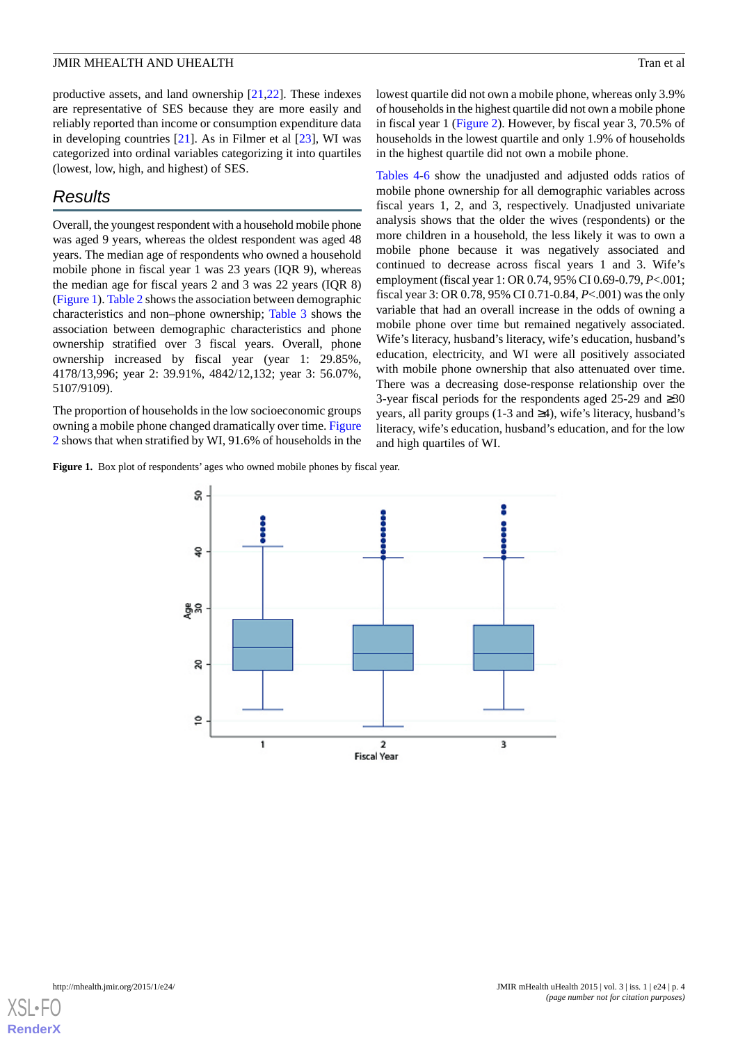productive assets, and land ownership [21,22]. These indexes are representative of SES because they are more easily and reliably reported than income or consumption expenditure data in developing countries [21]. As in Filmer et al [23], WI was categorized into ordinal variables categorizing it into quartiles (lowest, low, high, and highest) of SES.

## Results

Overall, the youngest respondent with a household mobile phone was aged 9 years, whereas the oldest respondent was aged 48 years. The median age of respondents who owned a household mobile phone in fiscal year 1 was 23 years (IQR 9), whereas the median age for fiscal years 2 and 3 was 22 years (IQR 8) (Figure 1). Table 2 shows the association between demographic characteristics and non–phone ownership; Table 3 shows the association between demographic characteristics and phone ownership stratified over 3 fiscal years. Overall, phone ownership increased by fiscal year (year 1: 29.85%, 4178/13,996; year 2: 39.91%, 4842/12,132; year 3: 56.07%, 5107/9109).

The proportion of households in the low socioeconomic groups owning a mobile phone changed dramatically over time. Figure 2 shows that when stratified by WI, 91.6% of households in the lowest quartile did not own a mobile phone, whereas only 3.9% of households in the highest quartile did not own a mobile phone in fiscal year 1 (Figure 2). However, by fiscal year 3, 70.5% of households in the lowest quartile and only 1.9% of households in the highest quartile did not own a mobile phone.

Tables 4-6 show the unadjusted and adjusted odds ratios of mobile phone ownership for all demographic variables across fiscal years 1, 2, and 3, respectively. Unadjusted univariate analysis shows that the older the wives (respondents) or the more children in a household, the less likely it was to own a mobile phone because it was negatively associated and continued to decrease across fiscal years 1 and 3. Wife's employment (fiscal year 1: OR 0.74, 95% CI 0.69-0.79, $P$<.001; fiscal year 3: OR 0.78, 95% CI 0.71-0.84, $P$<.001) was the only variable that had an overall increase in the odds of owning a mobile phone over time but remained negatively associated. Wife's literacy, husband's literacy, wife's education, husband's education, electricity, and WI were all positively associated with mobile phone ownership that also attenuated over time. There was a decreasing dose-response relationship over the 3-year fiscal periods for the respondents aged 25-29 and ≥30 years, all parity groups (1-3 and ≥4), wife's literacy, husband's literacy, wife's education, husband's education, and for the low and high quartiles of WI.

**Figure 1.** Box plot of respondents' ages who owned mobile phones by fiscal year.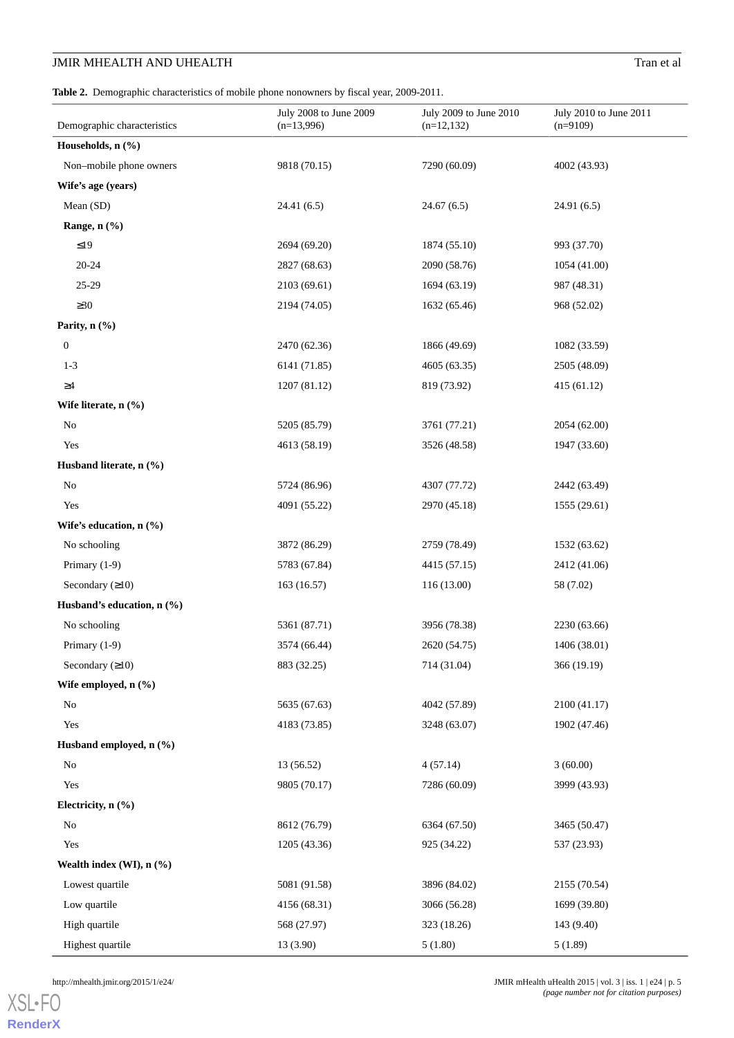**Table 2.** Demographic characteristics of mobile phone nonowners by fiscal year, 2009-2011.

| Demographic characteristics | July 2008 to June 2009 (n=13,996) | July 2009 to June 2010 (n=12,132) | July 2010 to June 2011 (n=9109) |
|---|---|---|---|
| **Households, n (%)** | | | |
| Non–mobile phone owners | 9818 (70.15) | 7290 (60.09) | 4002 (43.93) |
| **Wife's age (years)** | | | |
| Mean (SD) | 24.41 (6.5) | 24.67 (6.5) | 24.91 (6.5) |
| **Range, n (%)** | | | |
| ≤19 | 2694 (69.20) | 1874 (55.10) | 993 (37.70) |
| 20-24 | 2827 (68.63) | 2090 (58.76) | 1054 (41.00) |
| 25-29 | 2103 (69.61) | 1694 (63.19) | 987 (48.31) |
| ≥30 | 2194 (74.05) | 1632 (65.46) | 968 (52.02) |
| **Parity, n (%)** | | | |
| 0 | 2470 (62.36) | 1866 (49.69) | 1082 (33.59) |
| 1-3 | 6141 (71.85) | 4605 (63.35) | 2505 (48.09) |
| ≥4 | 1207 (81.12) | 819 (73.92) | 415 (61.12) |
| **Wife literate, n (%)** | | | |
| No | 5205 (85.79) | 3761 (77.21) | 2054 (62.00) |
| Yes | 4613 (58.19) | 3526 (48.58) | 1947 (33.60) |
| **Husband literate, n (%)** | | | |
| No | 5724 (86.96) | 4307 (77.72) | 2442 (63.49) |
| Yes | 4091 (55.22) | 2970 (45.18) | 1555 (29.61) |
| **Wife's education, n (%)** | | | |
| No schooling | 3872 (86.29) | 2759 (78.49) | 1532 (63.62) |
| Primary (1-9) | 5783 (67.84) | 4415 (57.15) | 2412 (41.06) |
| Secondary (≥10) | 163 (16.57) | 116 (13.00) | 58 (7.02) |
| **Husband's education, n (%)** | | | |
| No schooling | 5361 (87.71) | 3956 (78.38) | 2230 (63.66) |
| Primary (1-9) | 3574 (66.44) | 2620 (54.75) | 1406 (38.01) |
| Secondary (≥10) | 883 (32.25) | 714 (31.04) | 366 (19.19) |
| **Wife employed, n (%)** | | | |
| No | 5635 (67.63) | 4042 (57.89) | 2100 (41.17) |
| Yes | 4183 (73.85) | 3248 (63.07) | 1902 (47.46) |
| **Husband employed, n (%)** | | | |
| No | 13 (56.52) | 4 (57.14) | 3 (60.00) |
| Yes | 9805 (70.17) | 7286 (60.09) | 3999 (43.93) |
| **Electricity, n (%)** | | | |
| No | 8612 (76.79) | 6364 (67.50) | 3465 (50.47) |
| Yes | 1205 (43.36) | 925 (34.22) | 537 (23.93) |
| **Wealth index (WI), n (%)** | | | |
| Lowest quartile | 5081 (91.58) | 3896 (84.02) | 2155 (70.54) |
| Low quartile | 4156 (68.31) | 3066 (56.28) | 1699 (39.80) |
| High quartile | 568 (27.97) | 323 (18.26) | 143 (9.40) |
| Highest quartile | 13 (3.90) | 5 (1.80) | 5 (1.89) |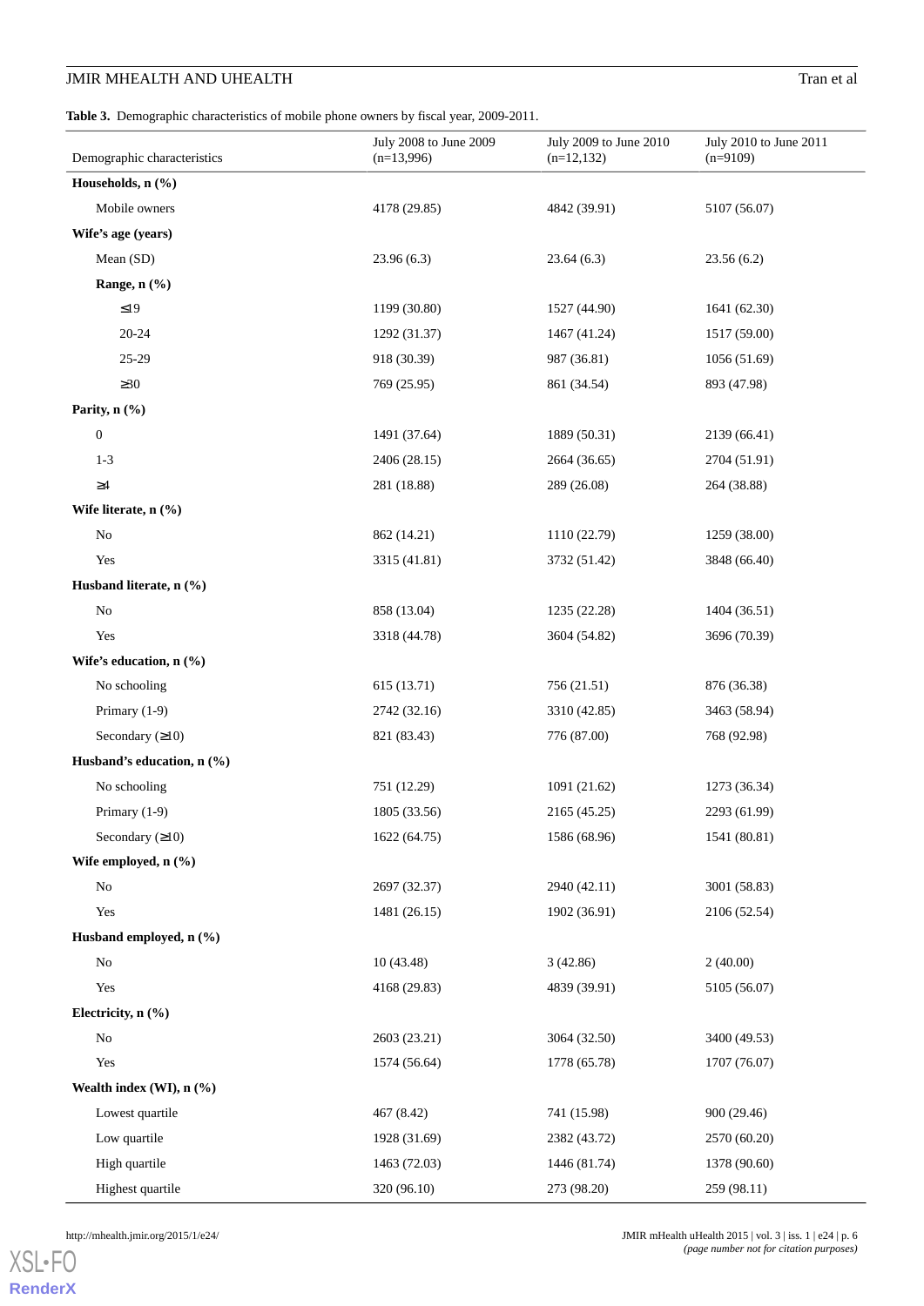**Table 3.** Demographic characteristics of mobile phone owners by fiscal year, 2009-2011.

| Demographic characteristics | July 2008 to June 2009 (n=13,996) | July 2009 to June 2010 (n=12,132) | July 2010 to June 2011 (n=9109) |
|---|---|---|---|
| **Households, n (%)** | | | |
| Mobile owners | 4178 (29.85) | 4842 (39.91) | 5107 (56.07) |
| **Wife's age (years)** | | | |
| Mean (SD) | 23.96 (6.3) | 23.64 (6.3) | 23.56 (6.2) |
| **Range, n (%)** | | | |
| ≤19 | 1199 (30.80) | 1527 (44.90) | 1641 (62.30) |
| 20-24 | 1292 (31.37) | 1467 (41.24) | 1517 (59.00) |
| 25-29 | 918 (30.39) | 987 (36.81) | 1056 (51.69) |
| ≥30 | 769 (25.95) | 861 (34.54) | 893 (47.98) |
| **Parity, n (%)** | | | |
| 0 | 1491 (37.64) | 1889 (50.31) | 2139 (66.41) |
| 1-3 | 2406 (28.15) | 2664 (36.65) | 2704 (51.91) |
| ≥4 | 281 (18.88) | 289 (26.08) | 264 (38.88) |
| **Wife literate, n (%)** | | | |
| No | 862 (14.21) | 1110 (22.79) | 1259 (38.00) |
| Yes | 3315 (41.81) | 3732 (51.42) | 3848 (66.40) |
| **Husband literate, n (%)** | | | |
| No | 858 (13.04) | 1235 (22.28) | 1404 (36.51) |
| Yes | 3318 (44.78) | 3604 (54.82) | 3696 (70.39) |
| **Wife's education, n (%)** | | | |
| No schooling | 615 (13.71) | 756 (21.51) | 876 (36.38) |
| Primary (1-9) | 2742 (32.16) | 3310 (42.85) | 3463 (58.94) |
| Secondary (≥10) | 821 (83.43) | 776 (87.00) | 768 (92.98) |
| **Husband's education, n (%)** | | | |
| No schooling | 751 (12.29) | 1091 (21.62) | 1273 (36.34) |
| Primary (1-9) | 1805 (33.56) | 2165 (45.25) | 2293 (61.99) |
| Secondary (≥10) | 1622 (64.75) | 1586 (68.96) | 1541 (80.81) |
| **Wife employed, n (%)** | | | |
| No | 2697 (32.37) | 2940 (42.11) | 3001 (58.83) |
| Yes | 1481 (26.15) | 1902 (36.91) | 2106 (52.54) |
| **Husband employed, n (%)** | | | |
| No | 10 (43.48) | 3 (42.86) | 2 (40.00) |
| Yes | 4168 (29.83) | 4839 (39.91) | 5105 (56.07) |
| **Electricity, n (%)** | | | |
| No | 2603 (23.21) | 3064 (32.50) | 3400 (49.53) |
| Yes | 1574 (56.64) | 1778 (65.78) | 1707 (76.07) |
| **Wealth index (WI), n (%)** | | | |
| Lowest quartile | 467 (8.42) | 741 (15.98) | 900 (29.46) |
| Low quartile | 1928 (31.69) | 2382 (43.72) | 2570 (60.20) |
| High quartile | 1463 (72.03) | 1446 (81.74) | 1378 (90.60) |
| Highest quartile | 320 (96.10) | 273 (98.20) | 259 (98.11) |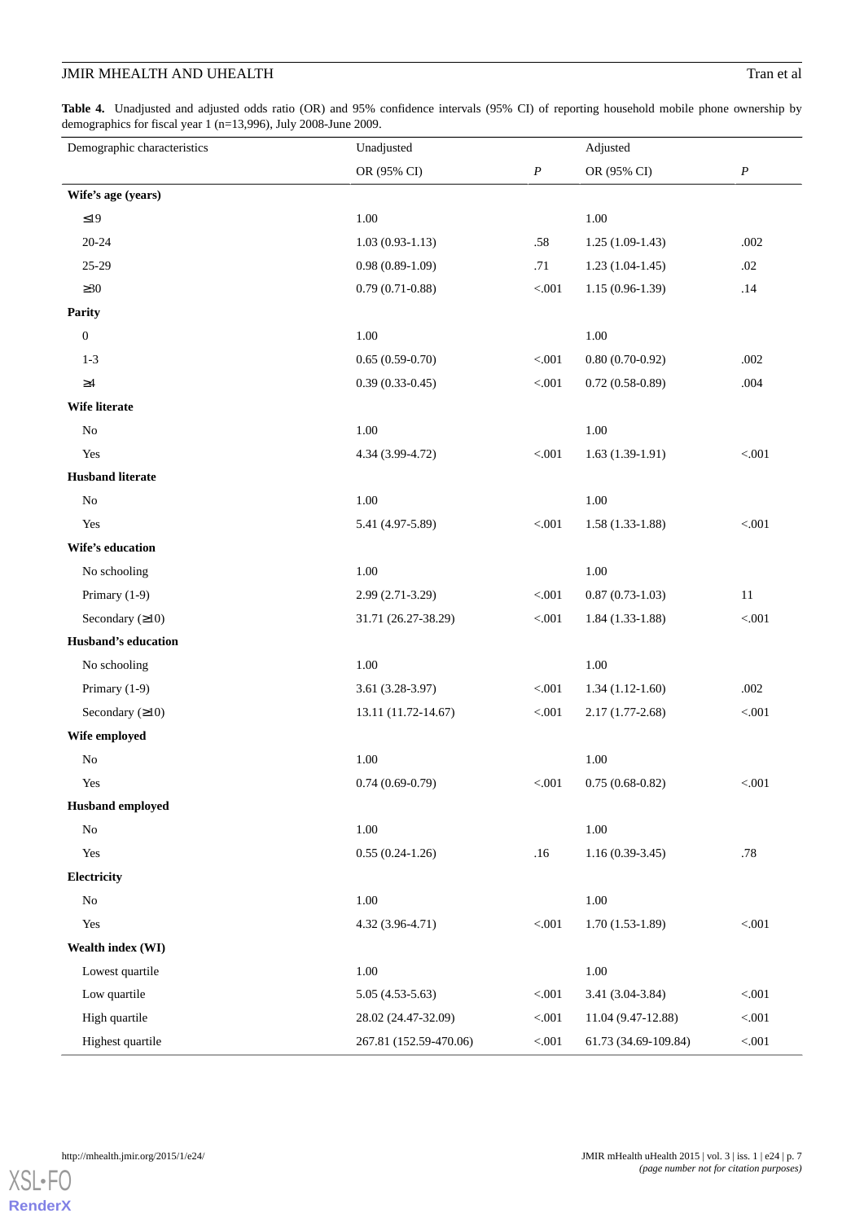**Table 4.** Unadjusted and adjusted odds ratio (OR) and 95% confidence intervals (95% CI) of reporting household mobile phone ownership by demographics for fiscal year 1 (n=13,996), July 2008-June 2009.

| Demographic characteristics | Unadjusted | | Adjusted | |
|---|---|---|---|---|
| | OR (95% CI) | *P* | OR (95% CI) | *P* |
| **Wife's age (years)** | | | | |
| ≤19 | 1.00 | | 1.00 | |
| 20-24 | 1.03 (0.93-1.13) | .58 | 1.25 (1.09-1.43) | .002 |
| 25-29 | 0.98 (0.89-1.09) | .71 | 1.23 (1.04-1.45) | .02 |
| ≥30 | 0.79 (0.71-0.88) | <.001 | 1.15 (0.96-1.39) | .14 |
| **Parity** | | | | |
| 0 | 1.00 | | 1.00 | |
| 1-3 | 0.65 (0.59-0.70) | <.001 | 0.80 (0.70-0.92) | .002 |
| ≥4 | 0.39 (0.33-0.45) | <.001 | 0.72 (0.58-0.89) | .004 |
| **Wife literate** | | | | |
| No | 1.00 | | 1.00 | |
| Yes | 4.34 (3.99-4.72) | <.001 | 1.63 (1.39-1.91) | <.001 |
| **Husband literate** | | | | |
| No | 1.00 | | 1.00 | |
| Yes | 5.41 (4.97-5.89) | <.001 | 1.58 (1.33-1.88) | <.001 |
| **Wife's education** | | | | |
| No schooling | 1.00 | | 1.00 | |
| Primary (1-9) | 2.99 (2.71-3.29) | <.001 | 0.87 (0.73-1.03) | 11 |
| Secondary (≥10) | 31.71 (26.27-38.29) | <.001 | 1.84 (1.33-1.88) | <.001 |
| **Husband's education** | | | | |
| No schooling | 1.00 | | 1.00 | |
| Primary (1-9) | 3.61 (3.28-3.97) | <.001 | 1.34 (1.12-1.60) | .002 |
| Secondary (≥10) | 13.11 (11.72-14.67) | <.001 | 2.17 (1.77-2.68) | <.001 |
| **Wife employed** | | | | |
| No | 1.00 | | 1.00 | |
| Yes | 0.74 (0.69-0.79) | <.001 | 0.75 (0.68-0.82) | <.001 |
| **Husband employed** | | | | |
| No | 1.00 | | 1.00 | |
| Yes | 0.55 (0.24-1.26) | .16 | 1.16 (0.39-3.45) | .78 |
| **Electricity** | | | | |
| No | 1.00 | | 1.00 | |
| Yes | 4.32 (3.96-4.71) | <.001 | 1.70 (1.53-1.89) | <.001 |
| **Wealth index (WI)** | | | | |
| Lowest quartile | 1.00 | | 1.00 | |
| Low quartile | 5.05 (4.53-5.63) | <.001 | 3.41 (3.04-3.84) | <.001 |
| High quartile | 28.02 (24.47-32.09) | <.001 | 11.04 (9.47-12.88) | <.001 |
| Highest quartile | 267.81 (152.59-470.06) | <.001 | 61.73 (34.69-109.84) | <.001 |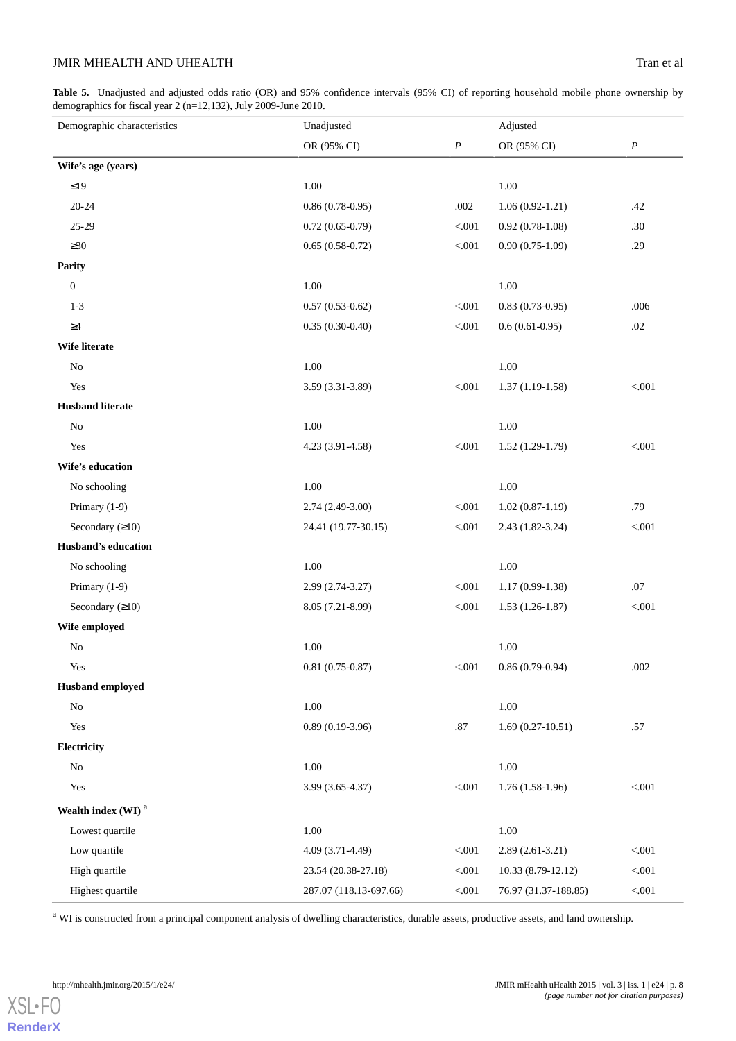**Table 5.** Unadjusted and adjusted odds ratio (OR) and 95% confidence intervals (95% CI) of reporting household mobile phone ownership by demographics for fiscal year 2 (n=12,132), July 2009-June 2010.

| Demographic characteristics | Unadjusted | | Adjusted | |
|---|---|---|---|---|
| | OR (95% CI) | *P* | OR (95% CI) | *P* |
| **Wife's age (years)** | | | | |
| ≤19 | 1.00 | | 1.00 | |
| 20-24 | 0.86 (0.78-0.95) | .002 | 1.06 (0.92-1.21) | .42 |
| 25-29 | 0.72 (0.65-0.79) | <.001 | 0.92 (0.78-1.08) | .30 |
| ≥30 | 0.65 (0.58-0.72) | <.001 | 0.90 (0.75-1.09) | .29 |
| **Parity** | | | | |
| 0 | 1.00 | | 1.00 | |
| 1-3 | 0.57 (0.53-0.62) | <.001 | 0.83 (0.73-0.95) | .006 |
| ≥4 | 0.35 (0.30-0.40) | <.001 | 0.6 (0.61-0.95) | .02 |
| **Wife literate** | | | | |
| No | 1.00 | | 1.00 | |
| Yes | 3.59 (3.31-3.89) | <.001 | 1.37 (1.19-1.58) | <.001 |
| **Husband literate** | | | | |
| No | 1.00 | | 1.00 | |
| Yes | 4.23 (3.91-4.58) | <.001 | 1.52 (1.29-1.79) | <.001 |
| **Wife's education** | | | | |
| No schooling | 1.00 | | 1.00 | |
| Primary (1-9) | 2.74 (2.49-3.00) | <.001 | 1.02 (0.87-1.19) | .79 |
| Secondary (≥10) | 24.41 (19.77-30.15) | <.001 | 2.43 (1.82-3.24) | <.001 |
| **Husband's education** | | | | |
| No schooling | 1.00 | | 1.00 | |
| Primary (1-9) | 2.99 (2.74-3.27) | <.001 | 1.17 (0.99-1.38) | .07 |
| Secondary (≥10) | 8.05 (7.21-8.99) | <.001 | 1.53 (1.26-1.87) | <.001 |
| **Wife employed** | | | | |
| No | 1.00 | | 1.00 | |
| Yes | 0.81 (0.75-0.87) | <.001 | 0.86 (0.79-0.94) | .002 |
| **Husband employed** | | | | |
| No | 1.00 | | 1.00 | |
| Yes | 0.89 (0.19-3.96) | .87 | 1.69 (0.27-10.51) | .57 |
| **Electricity** | | | | |
| No | 1.00 | | 1.00 | |
| Yes | 3.99 (3.65-4.37) | <.001 | 1.76 (1.58-1.96) | <.001 |
| **Wealth index (WI)** [a] | | | | |
| Lowest quartile | 1.00 | | 1.00 | |
| Low quartile | 4.09 (3.71-4.49) | <.001 | 2.89 (2.61-3.21) | <.001 |
| High quartile | 23.54 (20.38-27.18) | <.001 | 10.33 (8.79-12.12) | <.001 |
| Highest quartile | 287.07 (118.13-697.66) | <.001 | 76.97 (31.37-188.85) | <.001 |

[a] WI is constructed from a principal component analysis of dwelling characteristics, durable assets, productive assets, and land ownership.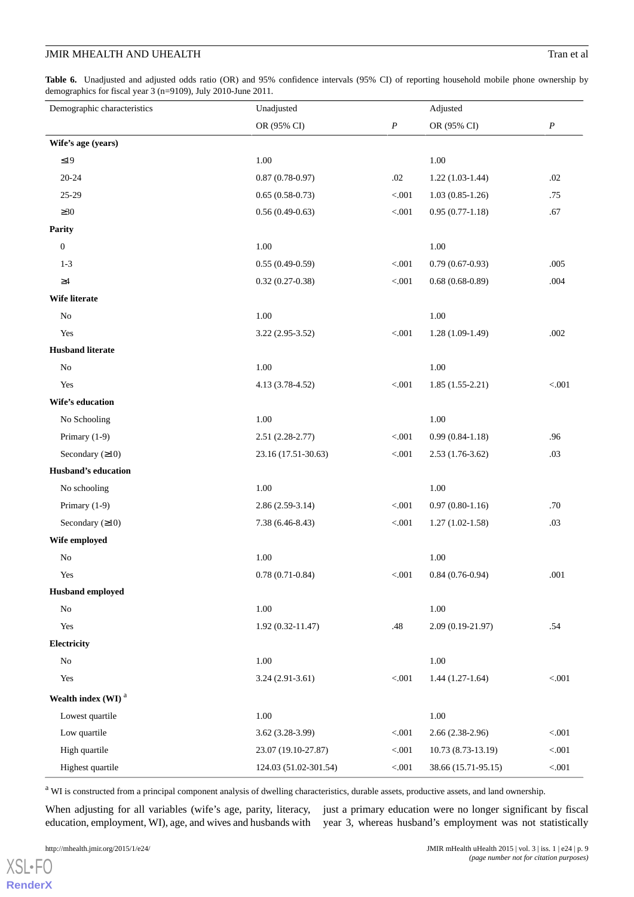**Table 6.** Unadjusted and adjusted odds ratio (OR) and 95% confidence intervals (95% CI) of reporting household mobile phone ownership by demographics for fiscal year 3 (n=9109), July 2010-June 2011.

| Demographic characteristics | Unadjusted | | Adjusted | |
|---|---|---|---|---|
| | OR (95% CI) | *P* | OR (95% CI) | *P* |
| **Wife's age (years)** | | | | |
| ≤19 | 1.00 | | 1.00 | |
| 20-24 | 0.87 (0.78-0.97) | .02 | 1.22 (1.03-1.44) | .02 |
| 25-29 | 0.65 (0.58-0.73) | <.001 | 1.03 (0.85-1.26) | .75 |
| ≥30 | 0.56 (0.49-0.63) | <.001 | 0.95 (0.77-1.18) | .67 |
| **Parity** | | | | |
| 0 | 1.00 | | 1.00 | |
| 1-3 | 0.55 (0.49-0.59) | <.001 | 0.79 (0.67-0.93) | .005 |
| ≥4 | 0.32 (0.27-0.38) | <.001 | 0.68 (0.68-0.89) | .004 |
| **Wife literate** | | | | |
| No | 1.00 | | 1.00 | |
| Yes | 3.22 (2.95-3.52) | <.001 | 1.28 (1.09-1.49) | .002 |
| **Husband literate** | | | | |
| No | 1.00 | | 1.00 | |
| Yes | 4.13 (3.78-4.52) | <.001 | 1.85 (1.55-2.21) | <.001 |
| **Wife's education** | | | | |
| No Schooling | 1.00 | | 1.00 | |
| Primary (1-9) | 2.51 (2.28-2.77) | <.001 | 0.99 (0.84-1.18) | .96 |
| Secondary (≥10) | 23.16 (17.51-30.63) | <.001 | 2.53 (1.76-3.62) | .03 |
| **Husband's education** | | | | |
| No schooling | 1.00 | | 1.00 | |
| Primary (1-9) | 2.86 (2.59-3.14) | <.001 | 0.97 (0.80-1.16) | .70 |
| Secondary (≥10) | 7.38 (6.46-8.43) | <.001 | 1.27 (1.02-1.58) | .03 |
| **Wife employed** | | | | |
| No | 1.00 | | 1.00 | |
| Yes | 0.78 (0.71-0.84) | <.001 | 0.84 (0.76-0.94) | .001 |
| **Husband employed** | | | | |
| No | 1.00 | | 1.00 | |
| Yes | 1.92 (0.32-11.47) | .48 | 2.09 (0.19-21.97) | .54 |
| **Electricity** | | | | |
| No | 1.00 | | 1.00 | |
| Yes | 3.24 (2.91-3.61) | <.001 | 1.44 (1.27-1.64) | <.001 |
| **Wealth index (WI)** [a] | | | | |
| Lowest quartile | 1.00 | | 1.00 | |
| Low quartile | 3.62 (3.28-3.99) | <.001 | 2.66 (2.38-2.96) | <.001 |
| High quartile | 23.07 (19.10-27.87) | <.001 | 10.73 (8.73-13.19) | <.001 |
| Highest quartile | 124.03 (51.02-301.54) | <.001 | 38.66 (15.71-95.15) | <.001 |

[a] WI is constructed from a principal component analysis of dwelling characteristics, durable assets, productive assets, and land ownership.

When adjusting for all variables (wife's age, parity, literacy, education, employment, WI), age, and wives and husbands with just a primary education were no longer significant by fiscal year 3, whereas husband's employment was not statistically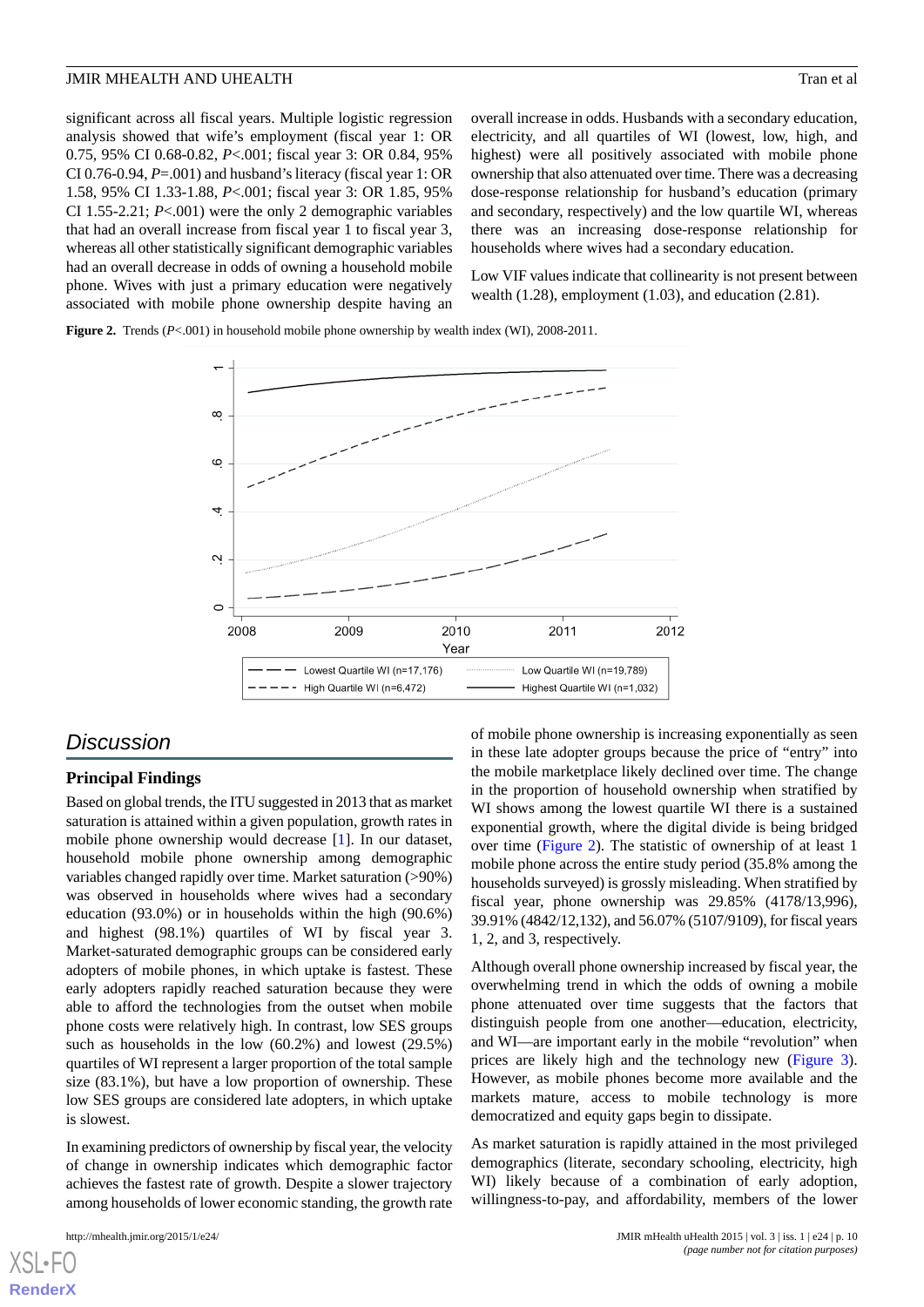significant across all fiscal years. Multiple logistic regression analysis showed that wife's employment (fiscal year 1: OR 0.75, 95% CI 0.68-0.82, $P$<.001; fiscal year 3: OR 0.84, 95% CI 0.76-0.94, $P$=.001) and husband's literacy (fiscal year 1: OR 1.58, 95% CI 1.33-1.88, $P$<.001; fiscal year 3: OR 1.85, 95% CI 1.55-2.21; $P$<.001) were the only 2 demographic variables that had an overall increase from fiscal year 1 to fiscal year 3, whereas all other statistically significant demographic variables had an overall decrease in odds of owning a household mobile phone. Wives with just a primary education were negatively associated with mobile phone ownership despite having an overall increase in odds. Husbands with a secondary education, electricity, and all quartiles of WI (lowest, low, high, and highest) were all positively associated with mobile phone ownership that also attenuated over time. There was a decreasing dose-response relationship for husband's education (primary and secondary, respectively) and the low quartile WI, whereas there was an increasing dose-response relationship for households where wives had a secondary education.

Low VIF values indicate that collinearity is not present between wealth (1.28), employment (1.03), and education (2.81).

**Figure 2.** Trends ($P$<.001) in household mobile phone ownership by wealth index (WI), 2008-2011.

## Discussion

### Principal Findings

Based on global trends, the ITU suggested in 2013 that as market saturation is attained within a given population, growth rates in mobile phone ownership would decrease [1]. In our dataset, household mobile phone ownership among demographic variables changed rapidly over time. Market saturation (>90%) was observed in households where wives had a secondary education (93.0%) or in households within the high (90.6%) and highest (98.1%) quartiles of WI by fiscal year 3. Market-saturated demographic groups can be considered early adopters of mobile phones, in which uptake is fastest. These early adopters rapidly reached saturation because they were able to afford the technologies from the outset when mobile phone costs were relatively high. In contrast, low SES groups such as households in the low (60.2%) and lowest (29.5%) quartiles of WI represent a larger proportion of the total sample size (83.1%), but have a low proportion of ownership. These low SES groups are considered late adopters, in which uptake is slowest.

In examining predictors of ownership by fiscal year, the velocity of change in ownership indicates which demographic factor achieves the fastest rate of growth. Despite a slower trajectory among households of lower economic standing, the growth rate of mobile phone ownership is increasing exponentially as seen in these late adopter groups because the price of "entry" into the mobile marketplace likely declined over time. The change in the proportion of household ownership when stratified by WI shows among the lowest quartile WI there is a sustained exponential growth, where the digital divide is being bridged over time (Figure 2). The statistic of ownership of at least 1 mobile phone across the entire study period (35.8% among the households surveyed) is grossly misleading. When stratified by fiscal year, phone ownership was 29.85% (4178/13,996), 39.91% (4842/12,132), and 56.07% (5107/9109), for fiscal years 1, 2, and 3, respectively.

Although overall phone ownership increased by fiscal year, the overwhelming trend in which the odds of owning a mobile phone attenuated over time suggests that the factors that distinguish people from one another—education, electricity, and WI—are important early in the mobile "revolution" when prices are likely high and the technology new (Figure 3). However, as mobile phones become more available and the markets mature, access to mobile technology is more democratized and equity gaps begin to dissipate.

As market saturation is rapidly attained in the most privileged demographics (literate, secondary schooling, electricity, high WI) likely because of a combination of early adoption, willingness-to-pay, and affordability, members of the lower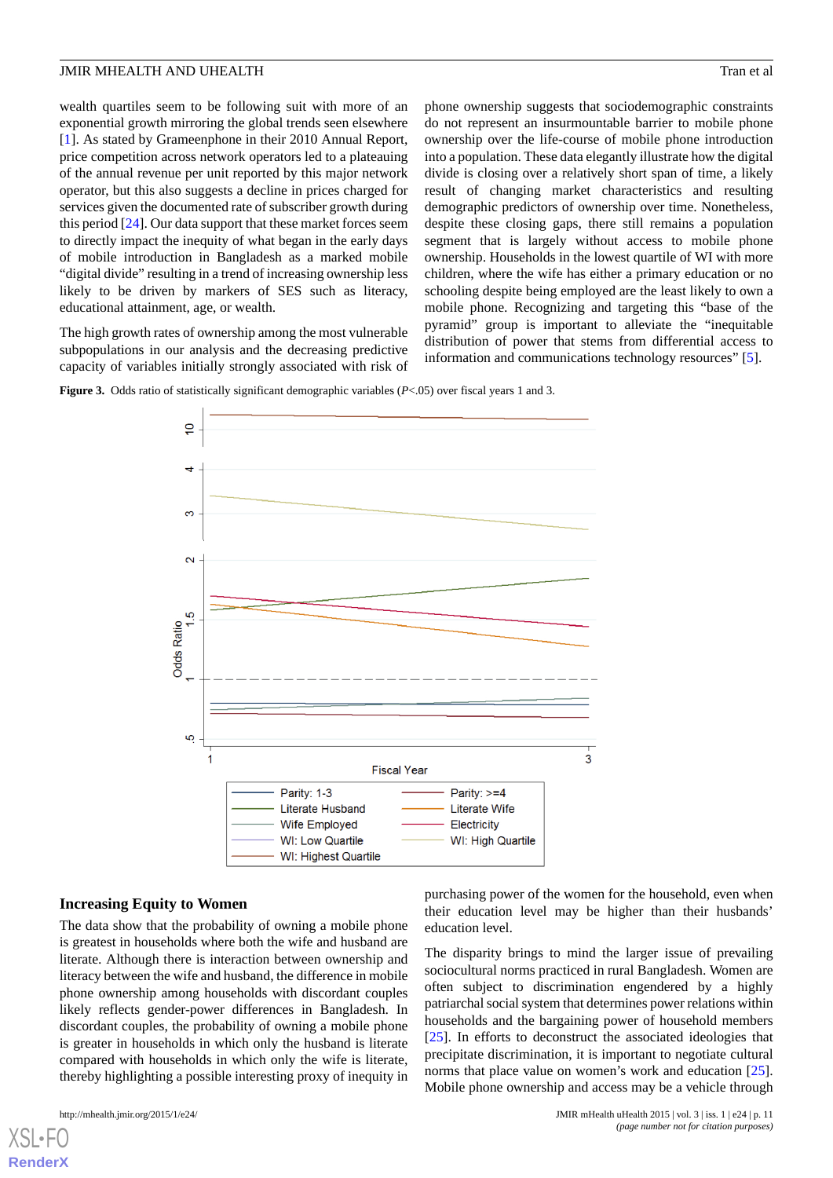wealth quartiles seem to be following suit with more of an exponential growth mirroring the global trends seen elsewhere [1]. As stated by Grameenphone in their 2010 Annual Report, price competition across network operators led to a plateauing of the annual revenue per unit reported by this major network operator, but this also suggests a decline in prices charged for services given the documented rate of subscriber growth during this period [24]. Our data support that these market forces seem to directly impact the inequity of what began in the early days of mobile introduction in Bangladesh as a marked mobile "digital divide" resulting in a trend of increasing ownership less likely to be driven by markers of SES such as literacy, educational attainment, age, or wealth.

The high growth rates of ownership among the most vulnerable subpopulations in our analysis and the decreasing predictive capacity of variables initially strongly associated with risk of phone ownership suggests that sociodemographic constraints do not represent an insurmountable barrier to mobile phone ownership over the life-course of mobile phone introduction into a population. These data elegantly illustrate how the digital divide is closing over a relatively short span of time, a likely result of changing market characteristics and resulting demographic predictors of ownership over time. Nonetheless, despite these closing gaps, there still remains a population segment that is largely without access to mobile phone ownership. Households in the lowest quartile of WI with more children, where the wife has either a primary education or no schooling despite being employed are the least likely to own a mobile phone. Recognizing and targeting this "base of the pyramid" group is important to alleviate the "inequitable distribution of power that stems from differential access to information and communications technology resources" [5].

**Figure 3.** Odds ratio of statistically significant demographic variables (*P*<.05) over fiscal years 1 and 3.

## Increasing Equity to Women

The data show that the probability of owning a mobile phone is greatest in households where both the wife and husband are literate. Although there is interaction between ownership and literacy between the wife and husband, the difference in mobile phone ownership among households with discordant couples likely reflects gender-power differences in Bangladesh. In discordant couples, the probability of owning a mobile phone is greater in households in which only the husband is literate compared with households in which only the wife is literate, thereby highlighting a possible interesting proxy of inequity in purchasing power of the women for the household, even when their education level may be higher than their husbands' education level.

The disparity brings to mind the larger issue of prevailing sociocultural norms practiced in rural Bangladesh. Women are often subject to discrimination engendered by a highly patriarchal social system that determines power relations within households and the bargaining power of household members [25]. In efforts to deconstruct the associated ideologies that precipitate discrimination, it is important to negotiate cultural norms that place value on women's work and education [25]. Mobile phone ownership and access may be a vehicle through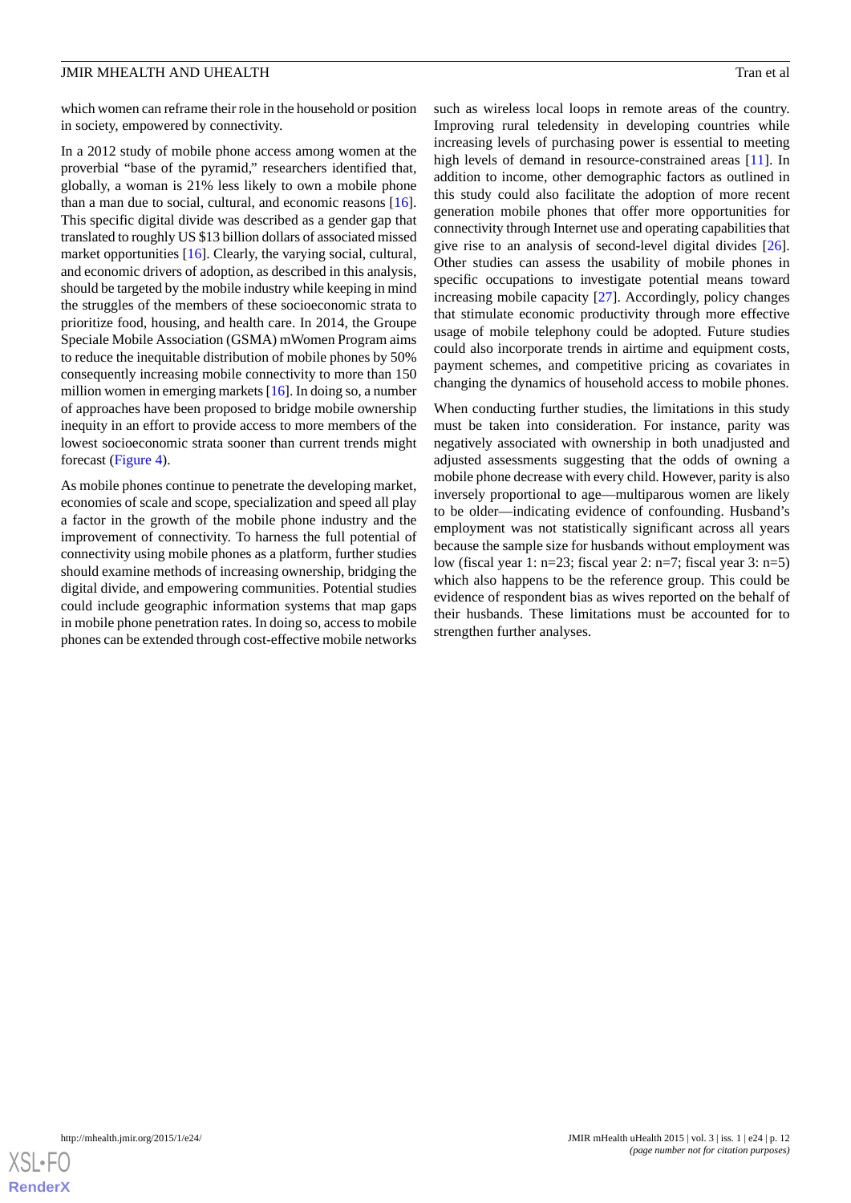which women can reframe their role in the household or position in society, empowered by connectivity.

In a 2012 study of mobile phone access among women at the proverbial "base of the pyramid," researchers identified that, globally, a woman is 21% less likely to own a mobile phone than a man due to social, cultural, and economic reasons [16]. This specific digital divide was described as a gender gap that translated to roughly US $13 billion dollars of associated missed market opportunities [16]. Clearly, the varying social, cultural, and economic drivers of adoption, as described in this analysis, should be targeted by the mobile industry while keeping in mind the struggles of the members of these socioeconomic strata to prioritize food, housing, and health care. In 2014, the Groupe Speciale Mobile Association (GSMA) mWomen Program aims to reduce the inequitable distribution of mobile phones by 50% consequently increasing mobile connectivity to more than 150 million women in emerging markets [16]. In doing so, a number of approaches have been proposed to bridge mobile ownership inequity in an effort to provide access to more members of the lowest socioeconomic strata sooner than current trends might forecast (Figure 4).

As mobile phones continue to penetrate the developing market, economies of scale and scope, specialization and speed all play a factor in the growth of the mobile phone industry and the improvement of connectivity. To harness the full potential of connectivity using mobile phones as a platform, further studies should examine methods of increasing ownership, bridging the digital divide, and empowering communities. Potential studies could include geographic information systems that map gaps in mobile phone penetration rates. In doing so, access to mobile phones can be extended through cost-effective mobile networks such as wireless local loops in remote areas of the country. Improving rural teledensity in developing countries while increasing levels of purchasing power is essential to meeting high levels of demand in resource-constrained areas [11]. In addition to income, other demographic factors as outlined in this study could also facilitate the adoption of more recent generation mobile phones that offer more opportunities for connectivity through Internet use and operating capabilities that give rise to an analysis of second-level digital divides [26]. Other studies can assess the usability of mobile phones in specific occupations to investigate potential means toward increasing mobile capacity [27]. Accordingly, policy changes that stimulate economic productivity through more effective usage of mobile telephony could be adopted. Future studies could also incorporate trends in airtime and equipment costs, payment schemes, and competitive pricing as covariates in changing the dynamics of household access to mobile phones.

When conducting further studies, the limitations in this study must be taken into consideration. For instance, parity was negatively associated with ownership in both unadjusted and adjusted assessments suggesting that the odds of owning a mobile phone decrease with every child. However, parity is also inversely proportional to age—multiparous women are likely to be older—indicating evidence of confounding. Husband's employment was not statistically significant across all years because the sample size for husbands without employment was low (fiscal year 1: n=23; fiscal year 2: n=7; fiscal year 3: n=5) which also happens to be the reference group. This could be evidence of respondent bias as wives reported on the behalf of their husbands. These limitations must be accounted for to strengthen further analyses.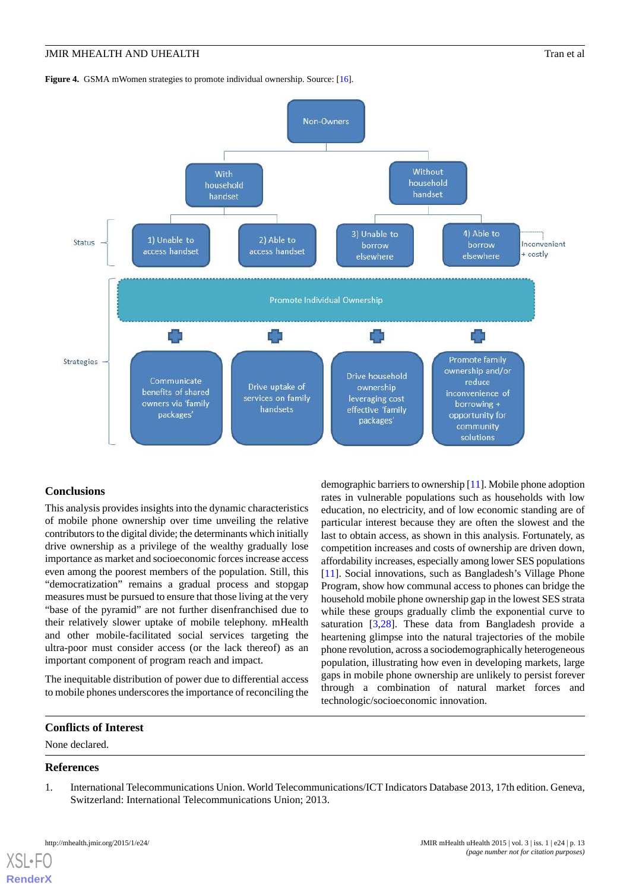**Figure 4.** GSMA mWomen strategies to promote individual ownership. Source: [16].

## Conclusions

This analysis provides insights into the dynamic characteristics of mobile phone ownership over time unveiling the relative contributors to the digital divide; the determinants which initially drive ownership as a privilege of the wealthy gradually lose importance as market and socioeconomic forces increase access even among the poorest members of the population. Still, this “democratization” remains a gradual process and stopgap measures must be pursued to ensure that those living at the very “base of the pyramid” are not further disenfranchised due to their relatively slower uptake of mobile telephony. mHealth and other mobile-facilitated social services targeting the ultra-poor must consider access (or the lack thereof) as an important component of program reach and impact.

The inequitable distribution of power due to differential access to mobile phones underscores the importance of reconciling the demographic barriers to ownership [11]. Mobile phone adoption rates in vulnerable populations such as households with low education, no electricity, and of low economic standing are of particular interest because they are often the slowest and the last to obtain access, as shown in this analysis. Fortunately, as competition increases and costs of ownership are driven down, affordability increases, especially among lower SES populations [11]. Social innovations, such as Bangladesh’s Village Phone Program, show how communal access to phones can bridge the household mobile phone ownership gap in the lowest SES strata while these groups gradually climb the exponential curve to saturation [3,28]. These data from Bangladesh provide a heartening glimpse into the natural trajectories of the mobile phone revolution, across a sociodemographically heterogeneous population, illustrating how even in developing markets, large gaps in mobile phone ownership are unlikely to persist forever through a combination of natural market forces and technologic/socioeconomic innovation.

## Conflicts of Interest

None declared.

## References

1. International Telecommunications Union. World Telecommunications/ICT Indicators Database 2013, 17th edition. Geneva, Switzerland: International Telecommunications Union; 2013.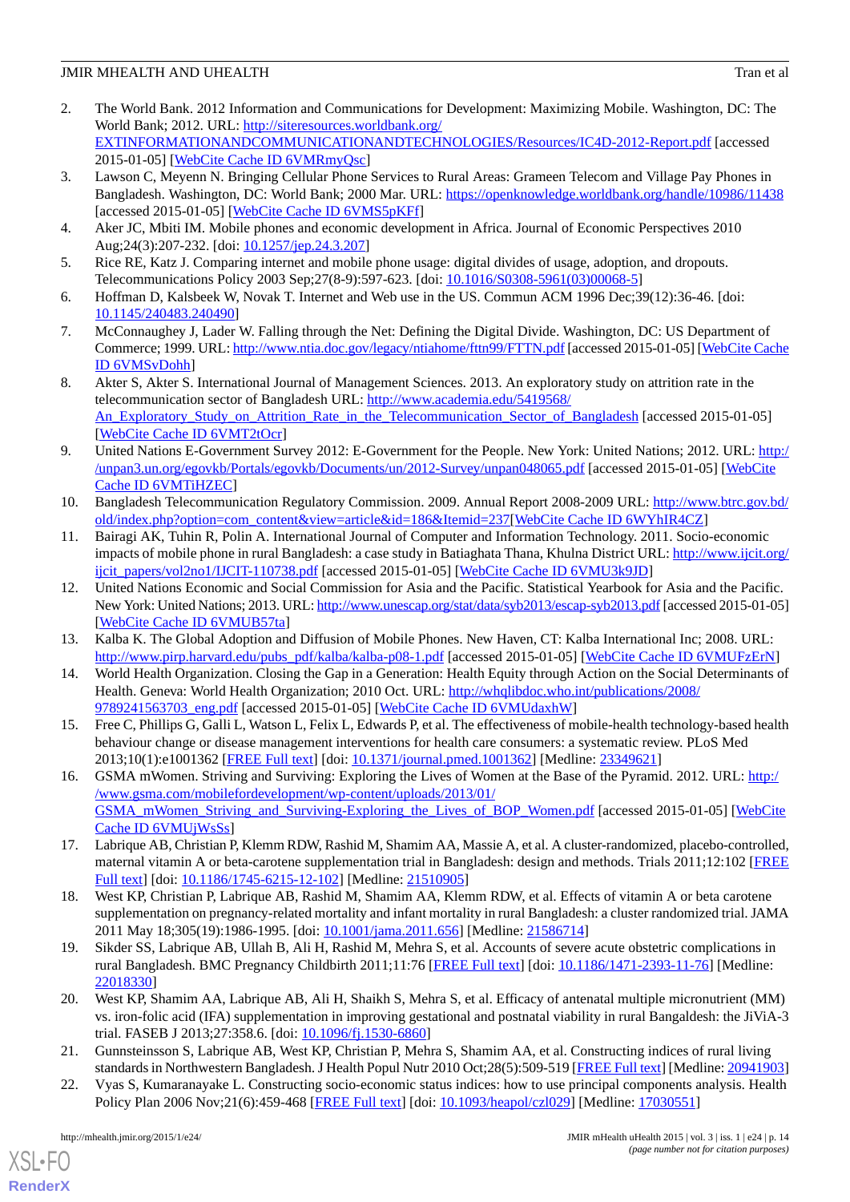2. The World Bank. 2012 Information and Communications for Development: Maximizing Mobile. Washington, DC: The World Bank; 2012. URL: http://siteresources.worldbank.org/EXTINFORMATIONANDCOMMUNICATIONANDTECHNOLOGIES/Resources/IC4D-2012-Report.pdf [accessed 2015-01-05] [WebCite Cache ID 6VMRmyQsc]
3. Lawson C, Meyenn N. Bringing Cellular Phone Services to Rural Areas: Grameen Telecom and Village Pay Phones in Bangladesh. Washington, DC: World Bank; 2000 Mar. URL: https://openknowledge.worldbank.org/handle/10986/11438 [accessed 2015-01-05] [WebCite Cache ID 6VMS5pKFf]
4. Aker JC, Mbiti IM. Mobile phones and economic development in Africa. Journal of Economic Perspectives 2010 Aug;24(3):207-232. [doi: 10.1257/jep.24.3.207]
5. Rice RE, Katz J. Comparing internet and mobile phone usage: digital divides of usage, adoption, and dropouts. Telecommunications Policy 2003 Sep;27(8-9):597-623. [doi: 10.1016/S0308-5961(03)00068-5]
6. Hoffman D, Kalsbeek W, Novak T. Internet and Web use in the US. Commun ACM 1996 Dec;39(12):36-46. [doi: 10.1145/240483.240490]
7. McConnaughey J, Lader W. Falling through the Net: Defining the Digital Divide. Washington, DC: US Department of Commerce; 1999. URL: http://www.ntia.doc.gov/legacy/ntiahome/fttn99/FTTN.pdf [accessed 2015-01-05] [WebCite Cache ID 6VMSvDohh]
8. Akter S, Akter S. International Journal of Management Sciences. 2013. An exploratory study on attrition rate in the telecommunication sector of Bangladesh URL: http://www.academia.edu/5419568/An_Exploratory_Study_on_Attrition_Rate_in_the_Telecommunication_Sector_of_Bangladesh [accessed 2015-01-05] [WebCite Cache ID 6VMT2tOcr]
9. United Nations E-Government Survey 2012: E-Government for the People. New York: United Nations; 2012. URL: http://unpan3.un.org/egovkb/Portals/egovkb/Documents/un/2012-Survey/unpan048065.pdf [accessed 2015-01-05] [WebCite Cache ID 6VMTiHZEC]
10. Bangladesh Telecommunication Regulatory Commission. 2009. Annual Report 2008-2009 URL: http://www.btrc.gov.bd/old/index.php?option=com_content&view=article&id=186&Itemid=237[WebCite Cache ID 6WYhIR4CZ]
11. Bairagi AK, Tuhin R, Polin A. International Journal of Computer and Information Technology. 2011. Socio-economic impacts of mobile phone in rural Bangladesh: a case study in Batiaghata Thana, Khulna District URL: http://www.ijcit.org/ijcit_papers/vol2no1/IJCIT-110738.pdf [accessed 2015-01-05] [WebCite Cache ID 6VMU3k9JD]
12. United Nations Economic and Social Commission for Asia and the Pacific. Statistical Yearbook for Asia and the Pacific. New York: United Nations; 2013. URL: http://www.unescap.org/stat/data/syb2013/escap-syb2013.pdf [accessed 2015-01-05] [WebCite Cache ID 6VMUB57ta]
13. Kalba K. The Global Adoption and Diffusion of Mobile Phones. New Haven, CT: Kalba International Inc; 2008. URL: http://www.pirp.harvard.edu/pubs_pdf/kalba/kalba-p08-1.pdf [accessed 2015-01-05] [WebCite Cache ID 6VMUFzErN]
14. World Health Organization. Closing the Gap in a Generation: Health Equity through Action on the Social Determinants of Health. Geneva: World Health Organization; 2010 Oct. URL: http://whqlibdoc.who.int/publications/2008/9789241563703_eng.pdf [accessed 2015-01-05] [WebCite Cache ID 6VMUdaxhW]
15. Free C, Phillips G, Galli L, Watson L, Felix L, Edwards P, et al. The effectiveness of mobile-health technology-based health behaviour change or disease management interventions for health care consumers: a systematic review. PLoS Med 2013;10(1):e1001362 [FREE Full text] [doi: 10.1371/journal.pmed.1001362] [Medline: 23349621]
16. GSMA mWomen. Striving and Surviving: Exploring the Lives of Women at the Base of the Pyramid. 2012. URL: http://www.gsma.com/mobilefordevelopment/wp-content/uploads/2013/01/GSMA_mWomen_Striving_and_Surviving-Exploring_the_Lives_of_BOP_Women.pdf [accessed 2015-01-05] [WebCite Cache ID 6VMUjWsSs]
17. Labrique AB, Christian P, Klemm RDW, Rashid M, Shamim AA, Massie A, et al. A cluster-randomized, placebo-controlled, maternal vitamin A or beta-carotene supplementation trial in Bangladesh: design and methods. Trials 2011;12:102 [FREE Full text] [doi: 10.1186/1745-6215-12-102] [Medline: 21510905]
18. West KP, Christian P, Labrique AB, Rashid M, Shamim AA, Klemm RDW, et al. Effects of vitamin A or beta carotene supplementation on pregnancy-related mortality and infant mortality in rural Bangladesh: a cluster randomized trial. JAMA 2011 May 18;305(19):1986-1995. [doi: 10.1001/jama.2011.656] [Medline: 21586714]
19. Sikder SS, Labrique AB, Ullah B, Ali H, Rashid M, Mehra S, et al. Accounts of severe acute obstetric complications in rural Bangladesh. BMC Pregnancy Childbirth 2011;11:76 [FREE Full text] [doi: 10.1186/1471-2393-11-76] [Medline: 22018330]
20. West KP, Shamim AA, Labrique AB, Ali H, Shaikh S, Mehra S, et al. Efficacy of antenatal multiple micronutrient (MM) vs. iron-folic acid (IFA) supplementation in improving gestational and postnatal viability in rural Bangaldesh: the JiViA-3 trial. FASEB J 2013;27:358.6. [doi: 10.1096/fj.1530-6860]
21. Gunnsteinsson S, Labrique AB, West KP, Christian P, Mehra S, Shamim AA, et al. Constructing indices of rural living standards in Northwestern Bangladesh. J Health Popul Nutr 2010 Oct;28(5):509-519 [FREE Full text] [Medline: 20941903]
22. Vyas S, Kumaranayake L. Constructing socio-economic status indices: how to use principal components analysis. Health Policy Plan 2006 Nov;21(6):459-468 [FREE Full text] [doi: 10.1093/heapol/czl029] [Medline: 17030551]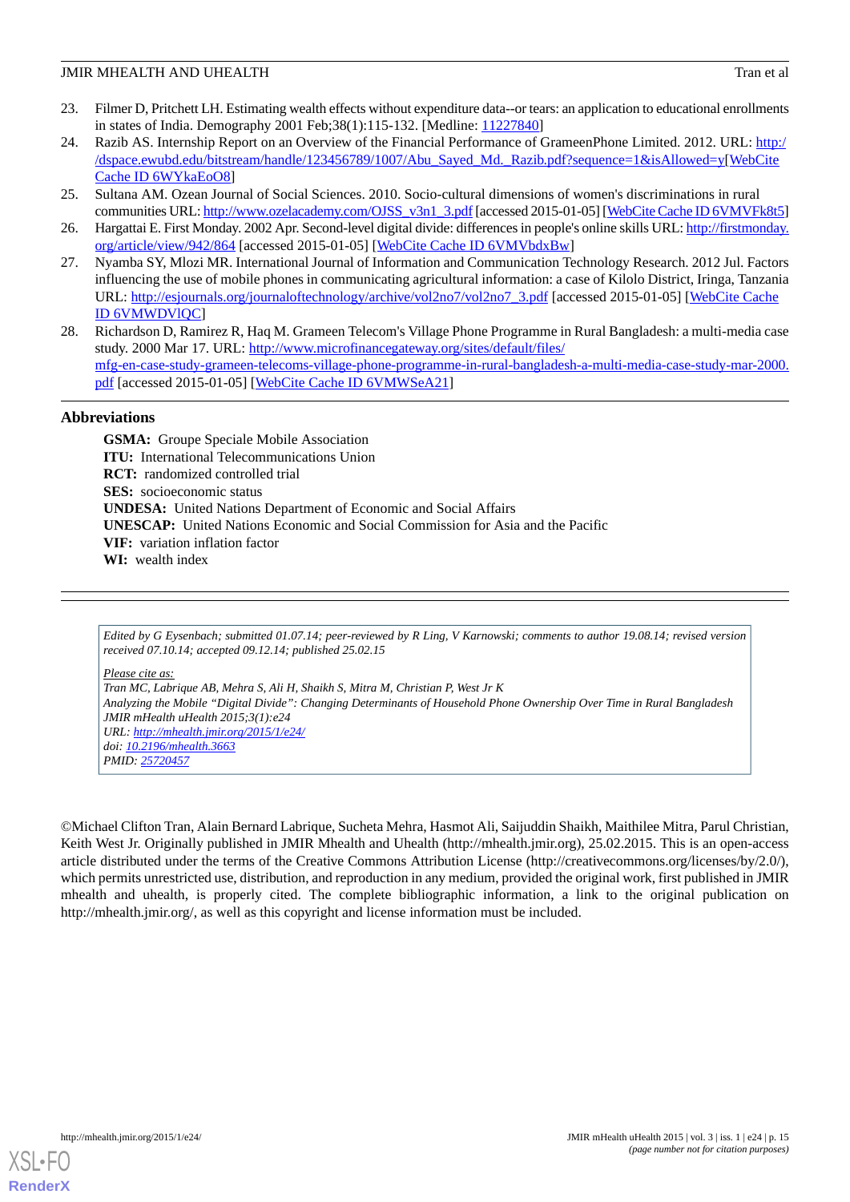23. Filmer D, Pritchett LH. Estimating wealth effects without expenditure data--or tears: an application to educational enrollments in states of India. Demography 2001 Feb;38(1):115-132. [Medline: 11227840]
24. Razib AS. Internship Report on an Overview of the Financial Performance of GrameenPhone Limited. 2012. URL: http://dspace.ewubd.edu/bitstream/handle/123456789/1007/Abu_Sayed_Md._Razib.pdf?sequence=1&isAllowed=y[WebCite Cache ID 6WYkaEoO8]
25. Sultana AM. Ozean Journal of Social Sciences. 2010. Socio-cultural dimensions of women's discriminations in rural communities URL: http://www.ozelacademy.com/OJSS_v3n1_3.pdf [accessed 2015-01-05] [WebCite Cache ID 6VMVFk8t5]
26. Hargattai E. First Monday. 2002 Apr. Second-level digital divide: differences in people's online skills URL: http://firstmonday.org/article/view/942/864 [accessed 2015-01-05] [WebCite Cache ID 6VMVbdxBw]
27. Nyamba SY, Mlozi MR. International Journal of Information and Communication Technology Research. 2012 Jul. Factors influencing the use of mobile phones in communicating agricultural information: a case of Kilolo District, Iringa, Tanzania URL: http://esjournals.org/journaloftechnology/archive/vol2no7/vol2no7_3.pdf [accessed 2015-01-05] [WebCite Cache ID 6VMWDVlQC]
28. Richardson D, Ramirez R, Haq M. Grameen Telecom's Village Phone Programme in Rural Bangladesh: a multi-media case study. 2000 Mar 17. URL: http://www.microfinancegateway.org/sites/default/files/mfg-en-case-study-grameen-telecoms-village-phone-programme-in-rural-bangladesh-a-multi-media-case-study-mar-2000.pdf [accessed 2015-01-05] [WebCite Cache ID 6VMWSeA21]

## Abbreviations

**GSMA:** Groupe Speciale Mobile Association
**ITU:** International Telecommunications Union
**RCT:** randomized controlled trial
**SES:** socioeconomic status
**UNDESA:** United Nations Department of Economic and Social Affairs
**UNESCAP:** United Nations Economic and Social Commission for Asia and the Pacific
**VIF:** variation inflation factor
**WI:** wealth index

*Edited by G Eysenbach; submitted 01.07.14; peer-reviewed by R Ling, V Karnowski; comments to author 19.08.14; revised version received 07.10.14; accepted 09.12.14; published 25.02.15*

*Please cite as:*
*Tran MC, Labrique AB, Mehra S, Ali H, Shaikh S, Mitra M, Christian P, West Jr K*
*Analyzing the Mobile "Digital Divide": Changing Determinants of Household Phone Ownership Over Time in Rural Bangladesh*
*JMIR mHealth uHealth 2015;3(1):e24*
*URL: http://mhealth.jmir.org/2015/1/e24/*
*doi: 10.2196/mhealth.3663*
*PMID: 25720457*

©Michael Clifton Tran, Alain Bernard Labrique, Sucheta Mehra, Hasmot Ali, Saijuddin Shaikh, Maithilee Mitra, Parul Christian, Keith West Jr. Originally published in JMIR Mhealth and Uhealth (http://mhealth.jmir.org), 25.02.2015. This is an open-access article distributed under the terms of the Creative Commons Attribution License (http://creativecommons.org/licenses/by/2.0/), which permits unrestricted use, distribution, and reproduction in any medium, provided the original work, first published in JMIR mhealth and uhealth, is properly cited. The complete bibliographic information, a link to the original publication on http://mhealth.jmir.org/, as well as this copyright and license information must be included.